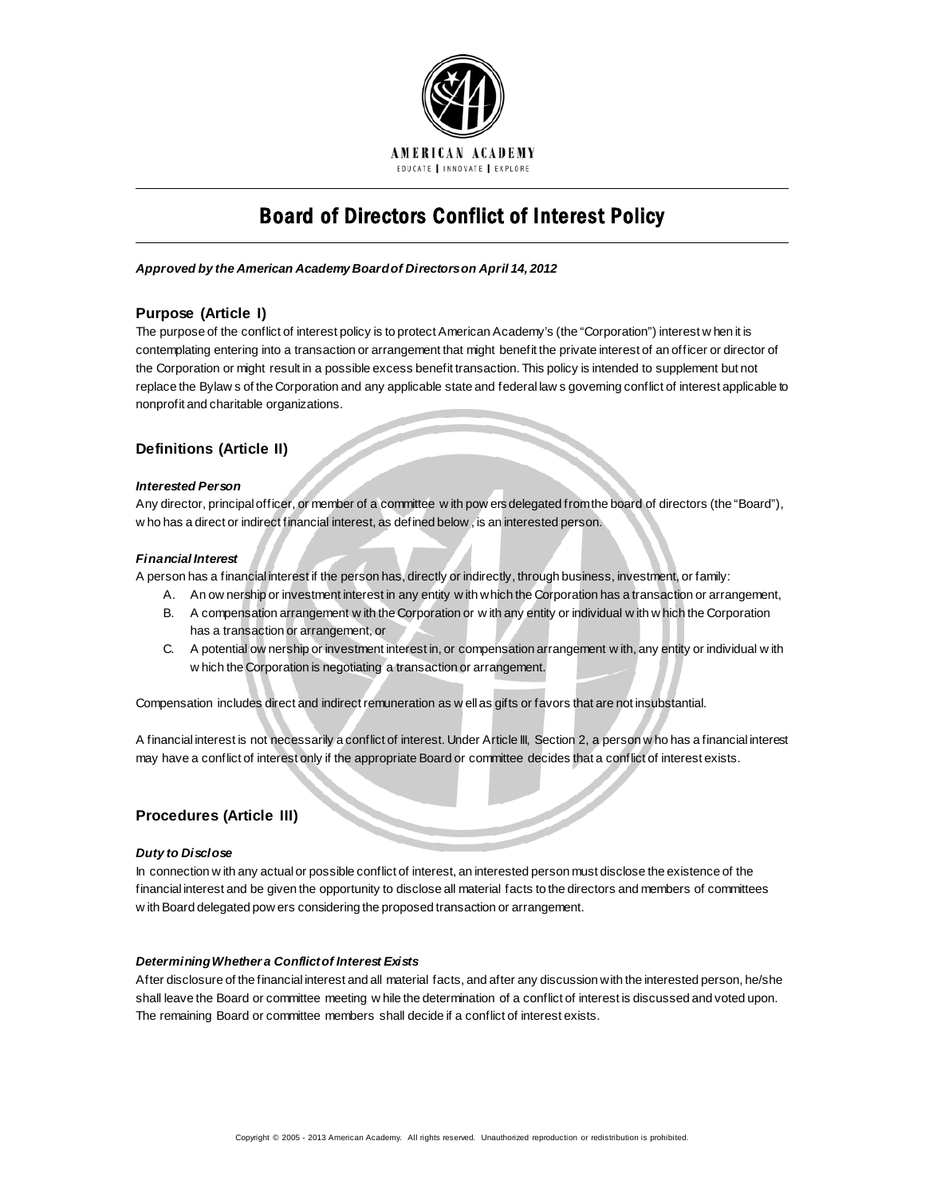AMERICAN ACADEMY

EDUCATE | INNOVATE | EXPLORE

# Board of Directors Conflict of Interest Policy

***Approved by the American Academy Board of Directors on April 14, 2012***

## Purpose (Article I)

The purpose of the conflict of interest policy is to protect American Academy's (the "Corporation") interest when it is contemplating entering into a transaction or arrangement that might benefit the private interest of an officer or director of the Corporation or might result in a possible excess benefit transaction. This policy is intended to supplement but not replace the Bylaws of the Corporation and any applicable state and federal laws governing conflict of interest applicable to nonprofit and charitable organizations.

## Definitions (Article II)

#### *Interested Person*

Any director, principal officer, or member of a committee with powers delegated from the board of directors (the "Board"), who has a direct or indirect financial interest, as defined below, is an interested person.

#### *Financial Interest*

A person has a financial interest if the person has, directly or indirectly, through business, investment, or family:

A. An ownership or investment interest in any entity with which the Corporation has a transaction or arrangement,
B. A compensation arrangement with the Corporation or with any entity or individual with which the Corporation has a transaction or arrangement, or
C. A potential ownership or investment interest in, or compensation arrangement with, any entity or individual with which the Corporation is negotiating a transaction or arrangement.

Compensation includes direct and indirect remuneration as well as gifts or favors that are not insubstantial.

A financial interest is not necessarily a conflict of interest. Under Article III, Section 2, a person who has a financial interest may have a conflict of interest only if the appropriate Board or committee decides that a conflict of interest exists.

## Procedures (Article III)

#### *Duty to Disclose*

In connection with any actual or possible conflict of interest, an interested person must disclose the existence of the financial interest and be given the opportunity to disclose all material facts to the directors and members of committees with Board delegated powers considering the proposed transaction or arrangement.

#### *Determining Whether a Conflict of Interest Exists*

After disclosure of the financial interest and all material facts, and after any discussion with the interested person, he/she shall leave the Board or committee meeting while the determination of a conflict of interest is discussed and voted upon. The remaining Board or committee members shall decide if a conflict of interest exists.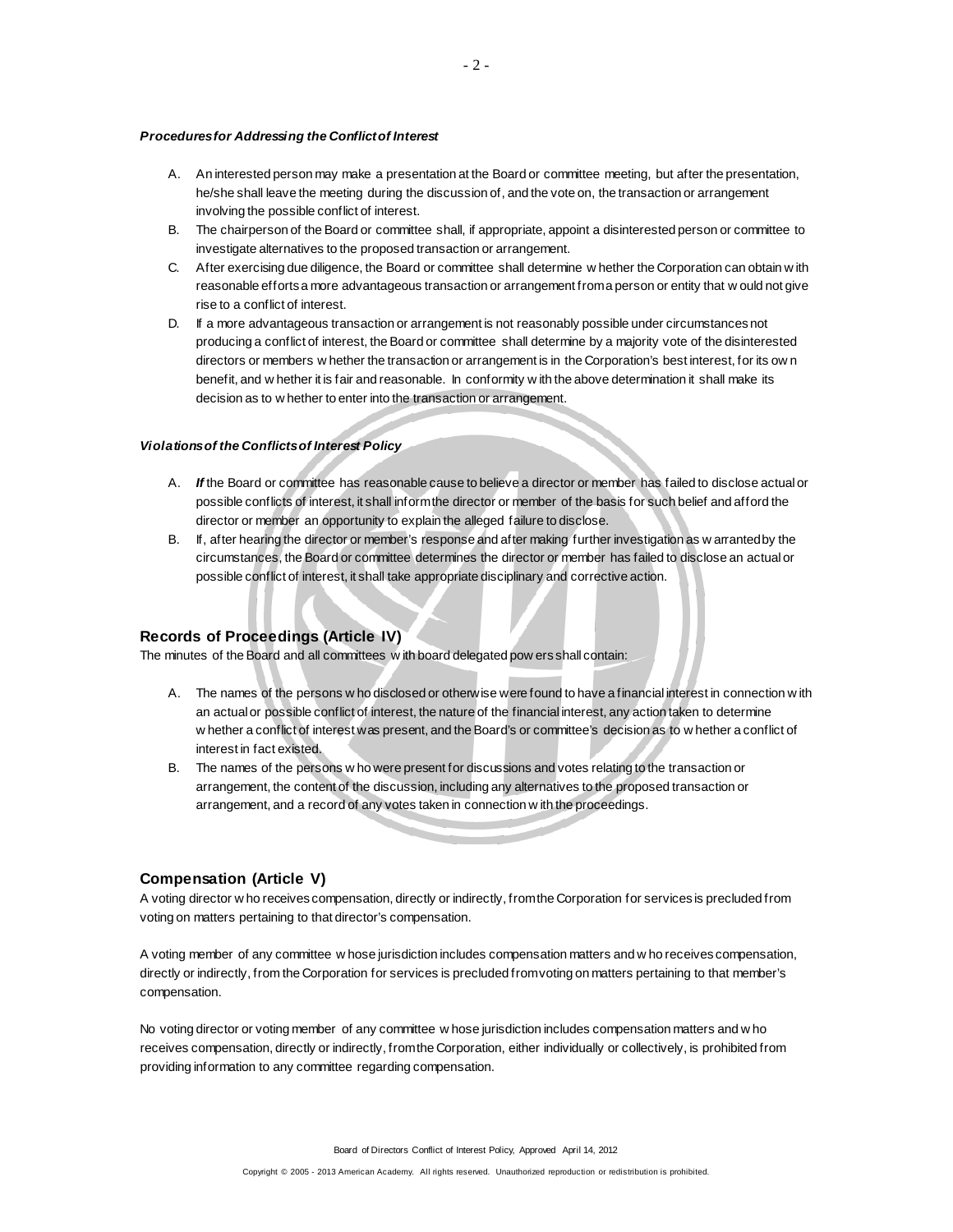#### *Procedures for Addressing the Conflict of Interest*

A. An interested person may make a presentation at the Board or committee meeting, but after the presentation, he/she shall leave the meeting during the discussion of, and the vote on, the transaction or arrangement involving the possible conflict of interest.
B. The chairperson of the Board or committee shall, if appropriate, appoint a disinterested person or committee to investigate alternatives to the proposed transaction or arrangement.
C. After exercising due diligence, the Board or committee shall determine whether the Corporation can obtain with reasonable efforts a more advantageous transaction or arrangement from a person or entity that would not give rise to a conflict of interest.
D. If a more advantageous transaction or arrangement is not reasonably possible under circumstances not producing a conflict of interest, the Board or committee shall determine by a majority vote of the disinterested directors or members whether the transaction or arrangement is in the Corporation's best interest, for its own benefit, and whether it is fair and reasonable. In conformity with the above determination it shall make its decision as to whether to enter into the transaction or arrangement.

#### *Violations of the Conflicts of Interest Policy*

A. ***If*** the Board or committee has reasonable cause to believe a director or member has failed to disclose actual or possible conflicts of interest, it shall inform the director or member of the basis for such belief and afford the director or member an opportunity to explain the alleged failure to disclose.
B. If, after hearing the director or member's response and after making further investigation as warranted by the circumstances, the Board or committee determines the director or member has failed to disclose an actual or possible conflict of interest, it shall take appropriate disciplinary and corrective action.

### Records of Proceedings (Article IV)

The minutes of the Board and all committees with board delegated powers shall contain:

A. The names of the persons who disclosed or otherwise were found to have a financial interest in connection with an actual or possible conflict of interest, the nature of the financial interest, any action taken to determine whether a conflict of interest was present, and the Board's or committee's decision as to whether a conflict of interest in fact existed.
B. The names of the persons who were present for discussions and votes relating to the transaction or arrangement, the content of the discussion, including any alternatives to the proposed transaction or arrangement, and a record of any votes taken in connection with the proceedings.

### Compensation (Article V)

A voting director who receives compensation, directly or indirectly, from the Corporation for services is precluded from voting on matters pertaining to that director's compensation.

A voting member of any committee whose jurisdiction includes compensation matters and who receives compensation, directly or indirectly, from the Corporation for services is precluded from voting on matters pertaining to that member's compensation.

No voting director or voting member of any committee whose jurisdiction includes compensation matters and who receives compensation, directly or indirectly, from the Corporation, either individually or collectively, is prohibited from providing information to any committee regarding compensation.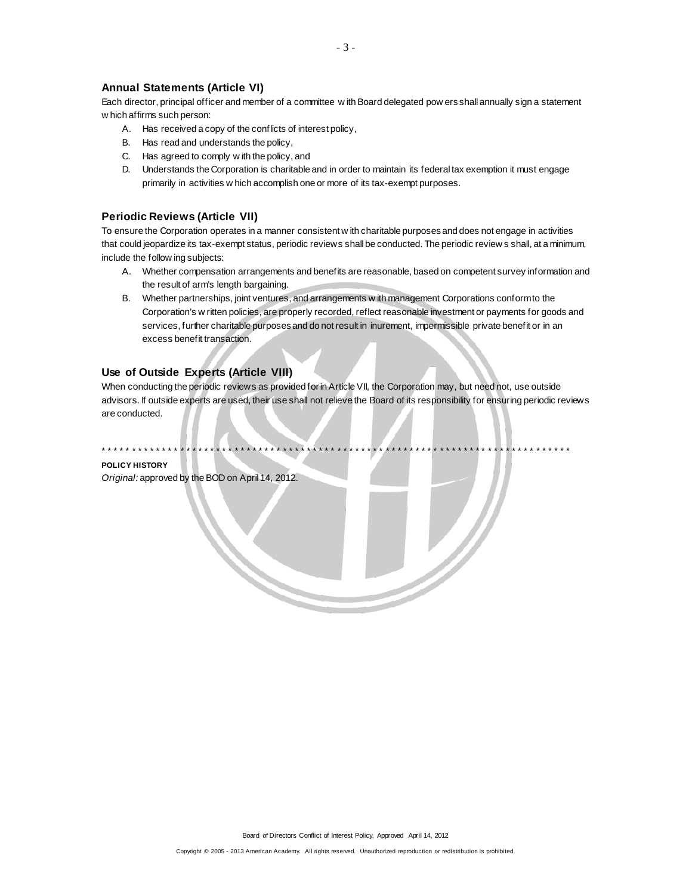### Annual Statements (Article VI)

Each director, principal officer and member of a committee with Board delegated powers shall annually sign a statement which affirms such person:

A. Has received a copy of the conflicts of interest policy,
B. Has read and understands the policy,
C. Has agreed to comply with the policy, and
D. Understands the Corporation is charitable and in order to maintain its federal tax exemption it must engage primarily in activities which accomplish one or more of its tax-exempt purposes.

### Periodic Reviews (Article VII)

To ensure the Corporation operates in a manner consistent with charitable purposes and does not engage in activities that could jeopardize its tax-exempt status, periodic reviews shall be conducted. The periodic reviews shall, at a minimum, include the following subjects:

A. Whether compensation arrangements and benefits are reasonable, based on competent survey information and the result of arm's length bargaining.
B. Whether partnerships, joint ventures, and arrangements with management Corporations conform to the Corporation's written policies, are properly recorded, reflect reasonable investment or payments for goods and services, further charitable purposes and do not result in inurement, impermissible private benefit or in an excess benefit transaction.

### Use of Outside Experts (Article VIII)

When conducting the periodic reviews as provided for in Article VII, the Corporation may, but need not, use outside advisors. If outside experts are used, their use shall not relieve the Board of its responsibility for ensuring periodic reviews are conducted.

* * * * * * * * * * * * * * * * * * * * * * * * * * * * * * * * * * * * * * * * * * * * * * * * * * * * * * * * * * * * * * * * * * * * * * * * * * * * * * *

**POLICY HISTORY**

*Original:* approved by the BOD on April 14, 2012.